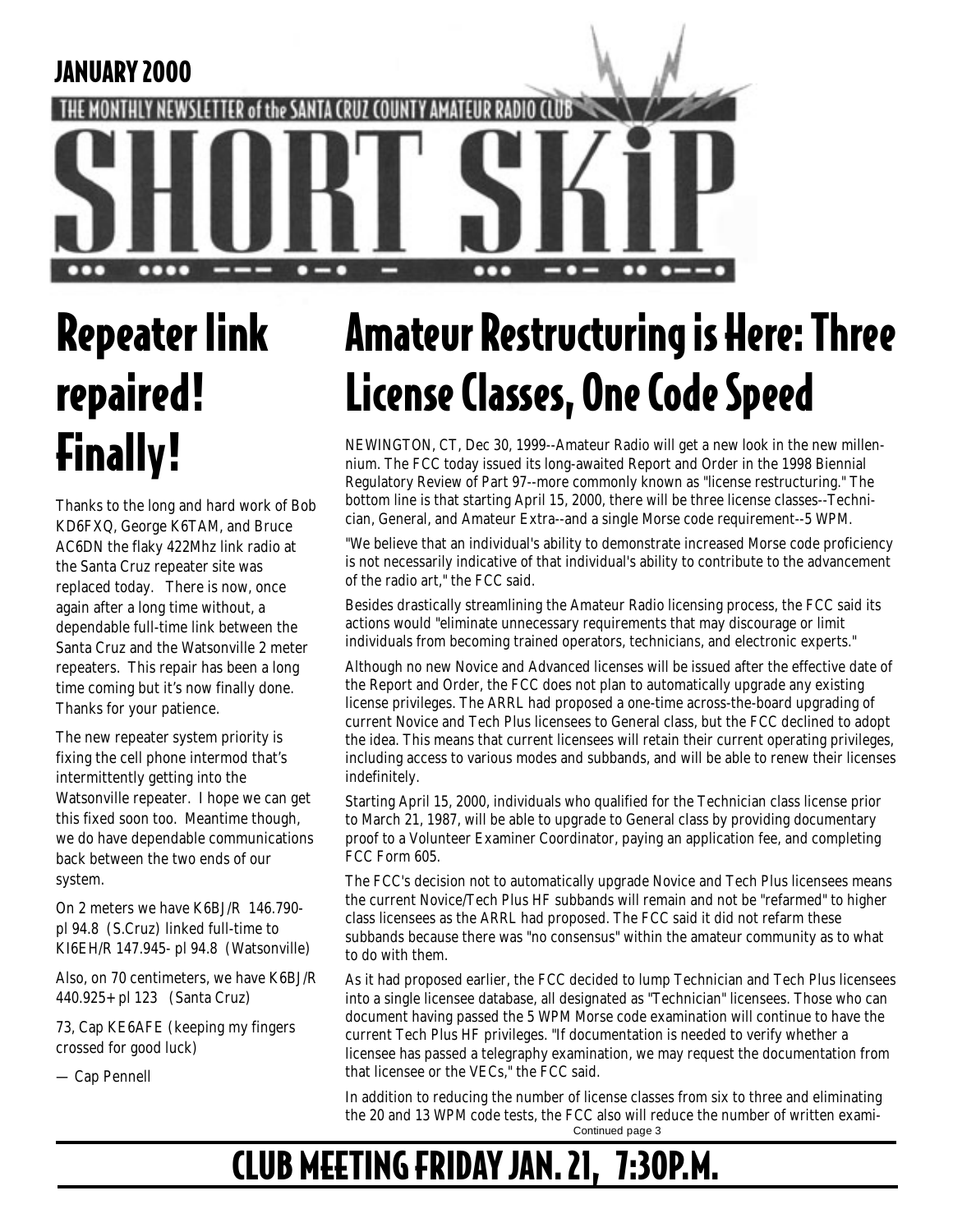JANUARY 2000

THE MONTHLY NEWSLETTER of the SANTA CRUZ COUNTY AMATEUR RADIO CLUB

# SHORT SKiP

# Repeater link repaired! Finally!

Thanks to the long and hard work of Bob KD6FXQ, George K6TAM, and Bruce AC6DN the flaky 422Mhz link radio at the Santa Cruz repeater site was replaced today. There is now, once again after a long time without, a dependable full-time link between the Santa Cruz and the Watsonville 2 meter repeaters. This repair has been a long time coming but it's now finally done. Thanks for your patience.

The new repeater system priority is fixing the cell phone intermod that's intermittently getting into the Watsonville repeater. I hope we can get this fixed soon too. Meantime though, we do have dependable communications back between the two ends of our system.

On 2 meters we have K6BJ/R 146.790- pl 94.8 (S.Cruz) linked full-time to KI6EH/R 147.945- pl 94.8 (Watsonville)

Also, on 70 centimeters, we have K6BJ/R 440.925+ pl 123 (Santa Cruz)

73, Cap KE6AFE (keeping my fingers crossed for good luck)

— Cap Pennell

# Amateur Restructuring is Here: Three License Classes, One Code Speed

NEWINGTON, CT, Dec 30, 1999--Amateur Radio will get a new look in the new millennium. The FCC today issued its long-awaited Report and Order in the 1998 Biennial Regulatory Review of Part 97--more commonly known as "license restructuring." The bottom line is that starting April 15, 2000, there will be three license classes--Technician, General, and Amateur Extra--and a single Morse code requirement--5 WPM.

"We believe that an individual's ability to demonstrate increased Morse code proficiency is not necessarily indicative of that individual's ability to contribute to the advancement of the radio art," the FCC said.

Besides drastically streamlining the Amateur Radio licensing process, the FCC said its actions would "eliminate unnecessary requirements that may discourage or limit individuals from becoming trained operators, technicians, and electronic experts."

Although no new Novice and Advanced licenses will be issued after the effective date of the Report and Order, the FCC does not plan to automatically upgrade any existing license privileges. The ARRL had proposed a one-time across-the-board upgrading of current Novice and Tech Plus licensees to General class, but the FCC declined to adopt the idea. This means that current licensees will retain their current operating privileges, including access to various modes and subbands, and will be able to renew their licenses indefinitely.

Starting April 15, 2000, individuals who qualified for the Technician class license prior to March 21, 1987, will be able to upgrade to General class by providing documentary proof to a Volunteer Examiner Coordinator, paying an application fee, and completing FCC Form 605.

The FCC's decision not to automatically upgrade Novice and Tech Plus licensees means the current Novice/Tech Plus HF subbands will remain and not be "refarmed" to higher class licensees as the ARRL had proposed. The FCC said it did not refarm these subbands because there was "no consensus" within the amateur community as to what to do with them.

As it had proposed earlier, the FCC decided to lump Technician and Tech Plus licensees into a single licensee database, all designated as "Technician" licensees. Those who can document having passed the 5 WPM Morse code examination will continue to have the current Tech Plus HF privileges. "If documentation is needed to verify whether a licensee has passed a telegraphy examination, we may request the documentation from that licensee or the VECs," the FCC said.

In addition to reducing the number of license classes from six to three and eliminating the 20 and 13 WPM code tests, the FCC also will reduce the number of written exami-

Continued page 3

# CLUB MEETING FRIDAY JAN. 21, 7:30P.M.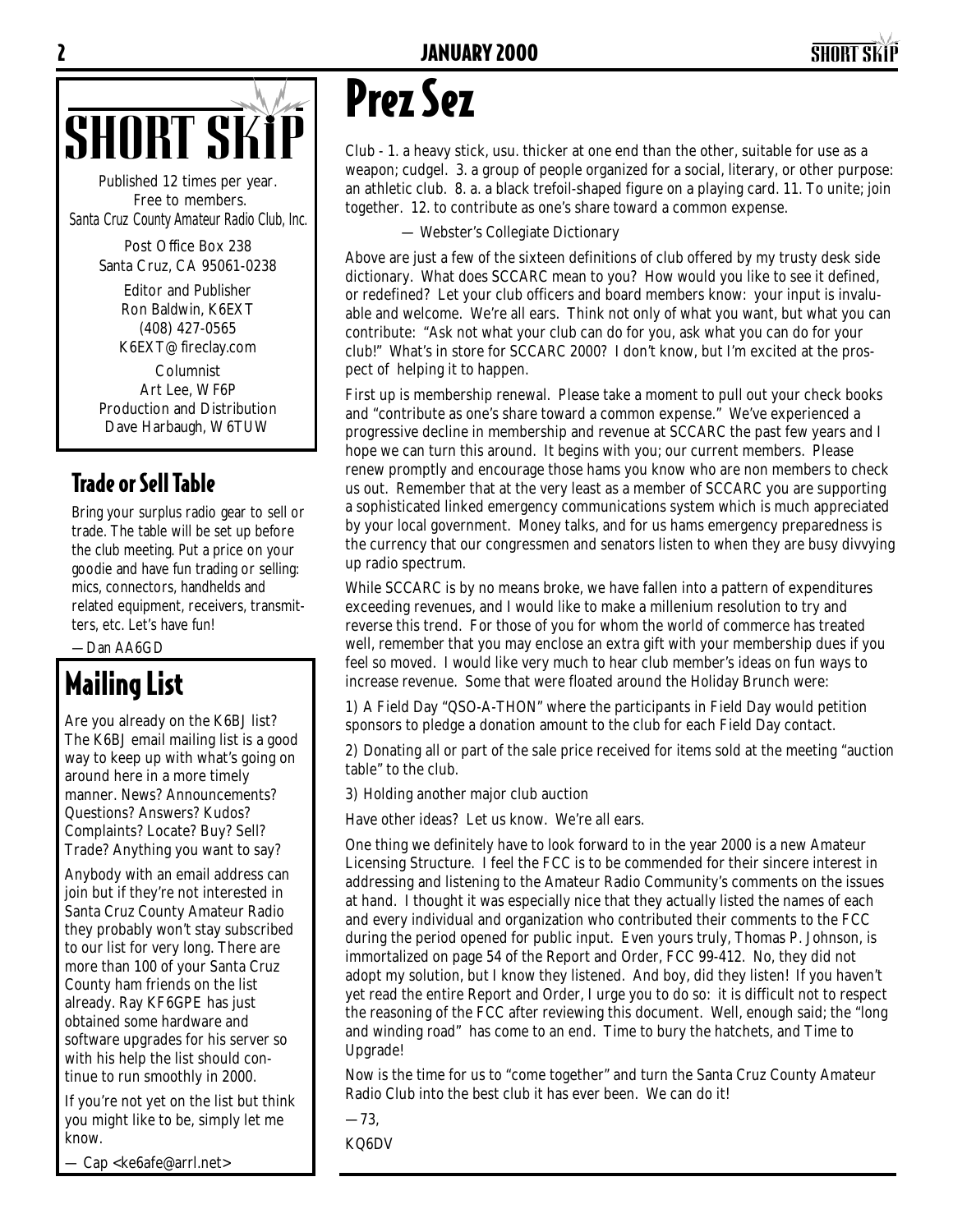# SHORT SKIP

Published 12 times per year.
Free to members.
*Santa Cruz County Amateur Radio Club, Inc.*

Post Office Box 238
Santa Cruz, CA 95061-0238

Editor and Publisher
Ron Baldwin, K6EXT
(408) 427-0565
K6EXT@fireclay.com

Columnist
Art Lee, WF6P
Production and Distribution
Dave Harbaugh, W6TUW

## Trade or Sell Table

Bring your surplus radio gear to sell or trade. The table will be set up before the club meeting. Put a price on your goodie and have fun trading or selling: mics, connectors, handhelds and related equipment, receivers, transmitters, etc. Let's have fun!

—Dan AA6GD

## Mailing List

Are you already on the K6BJ list? The K6BJ email mailing list is a good way to keep up with what's going on around here in a more timely manner. News? Announcements? Questions? Answers? Kudos? Complaints? Locate? Buy? Sell? Trade? Anything you want to say?

Anybody with an email address can join but if they're not interested in Santa Cruz County Amateur Radio they probably won't stay subscribed to our list for very long. There are more than 100 of your Santa Cruz County ham friends on the list already. Ray KF6GPE has just obtained some hardware and software upgrades for his server so with his help the list should continue to run smoothly in 2000.

If you're not yet on the list but think you might like to be, simply let me know.

— Cap <ke6afe@arrl.net>

# Prez Sez

Club - 1. a heavy stick, usu. thicker at one end than the other, suitable for use as a weapon; cudgel. 3. a group of people organized for a social, literary, or other purpose: an athletic club. 8. a. a black trefoil-shaped figure on a playing card. 11. To unite; join together. 12. to contribute as one's share toward a common expense.

— Webster's Collegiate Dictionary

Above are just a few of the sixteen definitions of club offered by my trusty desk side dictionary. What does SCCARC mean to you? How would you like to see it defined, or redefined? Let your club officers and board members know: your input is invaluable and welcome. We're all ears. Think not only of what you want, but what you can contribute: "Ask not what your club can do for you, ask what you can do for your club!" What's in store for SCCARC 2000? I don't know, but I'm excited at the prospect of helping it to happen.

First up is membership renewal. Please take a moment to pull out your check books and "contribute as one's share toward a common expense." We've experienced a progressive decline in membership and revenue at SCCARC the past few years and I hope we can turn this around. It begins with you; our current members. Please renew promptly and encourage those hams you know who are non members to check us out. Remember that at the very least as a member of SCCARC you are supporting a sophisticated linked emergency communications system which is much appreciated by your local government. Money talks, and for us hams emergency preparedness is the currency that our congressmen and senators listen to when they are busy divvying up radio spectrum.

While SCCARC is by no means broke, we have fallen into a pattern of expenditures exceeding revenues, and I would like to make a millenium resolution to try and reverse this trend. For those of you for whom the world of commerce has treated well, remember that you may enclose an extra gift with your membership dues if you feel so moved. I would like very much to hear club member's ideas on fun ways to increase revenue. Some that were floated around the Holiday Brunch were:

1) A Field Day "QSO-A-THON" where the participants in Field Day would petition sponsors to pledge a donation amount to the club for each Field Day contact.

2) Donating all or part of the sale price received for items sold at the meeting "auction table" to the club.

3) Holding another major club auction

Have other ideas? Let us know. We're all ears.

One thing we definitely have to look forward to in the year 2000 is a new Amateur Licensing Structure. I feel the FCC is to be commended for their sincere interest in addressing and listening to the Amateur Radio Community's comments on the issues at hand. I thought it was especially nice that they actually listed the names of each and every individual and organization who contributed their comments to the FCC during the period opened for public input. Even yours truly, Thomas P. Johnson, is immortalized on page 54 of the Report and Order, FCC 99-412. No, they did not adopt my solution, but I know they listened. And boy, did they listen! If you haven't yet read the entire Report and Order, I urge you to do so: it is difficult not to respect the reasoning of the FCC after reviewing this document. Well, enough said; the "long and winding road" has come to an end. Time to bury the hatchets, and Time to Upgrade!

Now is the time for us to "come together" and turn the Santa Cruz County Amateur Radio Club into the best club it has ever been. We can do it!

—73,

KQ6DV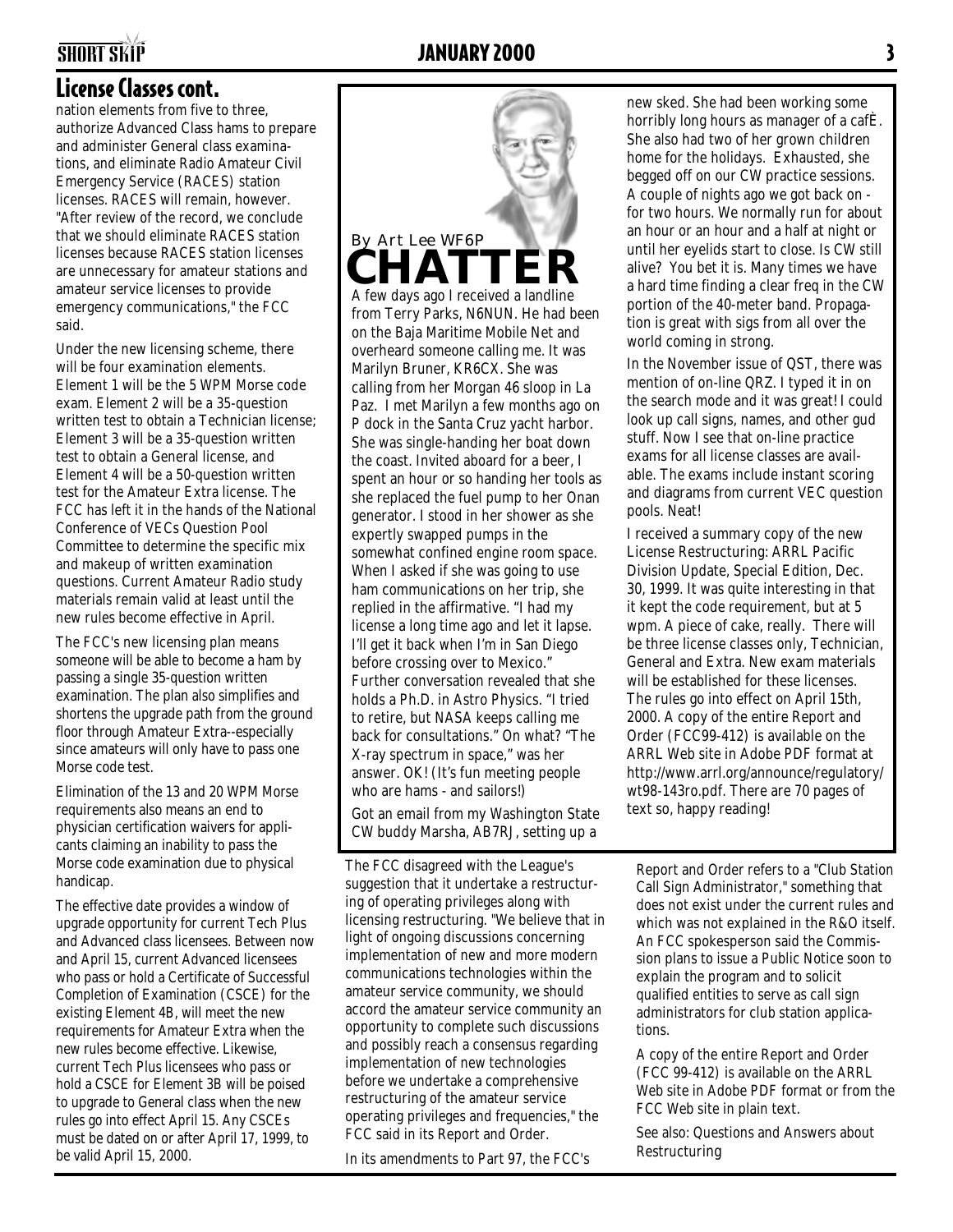## License Classes cont.

nation elements from five to three, authorize Advanced Class hams to prepare and administer General class examinations, and eliminate Radio Amateur Civil Emergency Service (RACES) station licenses. RACES will remain, however. "After review of the record, we conclude that we should eliminate RACES station licenses because RACES station licenses are unnecessary for amateur stations and amateur service licenses to provide emergency communications," the FCC said.

Under the new licensing scheme, there will be four examination elements. Element 1 will be the 5 WPM Morse code exam. Element 2 will be a 35-question written test to obtain a Technician license; Element 3 will be a 35-question written test to obtain a General license, and Element 4 will be a 50-question written test for the Amateur Extra license. The FCC has left it in the hands of the National Conference of VECs Question Pool Committee to determine the specific mix and makeup of written examination questions. Current Amateur Radio study materials remain valid at least until the new rules become effective in April.

The FCC's new licensing plan means someone will be able to become a ham by passing a single 35-question written examination. The plan also simplifies and shortens the upgrade path from the ground floor through Amateur Extra--especially since amateurs will only have to pass one Morse code test.

Elimination of the 13 and 20 WPM Morse requirements also means an end to physician certification waivers for applicants claiming an inability to pass the Morse code examination due to physical handicap.

The effective date provides a window of upgrade opportunity for current Tech Plus and Advanced class licensees. Between now and April 15, current Advanced licensees who pass or hold a Certificate of Successful Completion of Examination (CSCE) for the existing Element 4B, will meet the new requirements for Amateur Extra when the new rules become effective. Likewise, current Tech Plus licensees who pass or hold a CSCE for Element 3B will be poised to upgrade to General class when the new rules go into effect April 15. Any CSCEs must be dated on or after April 17, 1999, to be valid April 15, 2000.

The FCC disagreed with the League's suggestion that it undertake a restructuring of operating privileges along with licensing restructuring. "We believe that in light of ongoing discussions concerning implementation of new and more modern communications technologies within the amateur service community, we should accord the amateur service community an opportunity to complete such discussions and possibly reach a consensus regarding implementation of new technologies before we undertake a comprehensive restructuring of the amateur service operating privileges and frequencies," the FCC said in its Report and Order.

In its amendments to Part 97, the FCC's Report and Order refers to a "Club Station Call Sign Administrator," something that does not exist under the current rules and which was not explained in the R&O itself. An FCC spokesperson said the Commission plans to issue a Public Notice soon to explain the program and to solicit qualified entities to serve as call sign administrators for club station applications.

A copy of the entire Report and Order (FCC 99-412) is available on the ARRL Web site in Adobe PDF format or from the FCC Web site in plain text.

See also: Questions and Answers about Restructuring

## CHATTER

By Art Lee WF6P

A few days ago I received a landline from Terry Parks, N6NUN. He had been on the Baja Maritime Mobile Net and overheard someone calling me. It was Marilyn Bruner, KR6CX. She was calling from her Morgan 46 sloop in La Paz. I met Marilyn a few months ago on P dock in the Santa Cruz yacht harbor. She was single-handing her boat down the coast. Invited aboard for a beer, I spent an hour or so handing her tools as she replaced the fuel pump to her Onan generator. I stood in her shower as she expertly swapped pumps in the somewhat confined engine room space. When I asked if she was going to use ham communications on her trip, she replied in the affirmative. "I had my license a long time ago and let it lapse. I'll get it back when I'm in San Diego before crossing over to Mexico." Further conversation revealed that she holds a Ph.D. in Astro Physics. "I tried to retire, but NASA keeps calling me back for consultations." On what? "The X-ray spectrum in space," was her answer. OK! (It's fun meeting people who are hams - and sailors!)

Got an email from my Washington State CW buddy Marsha, AB7RJ, setting up a new sked. She had been working some horribly long hours as manager of a cafÈ. She also had two of her grown children home for the holidays. Exhausted, she begged off on our CW practice sessions. A couple of nights ago we got back on - for two hours. We normally run for about an hour or an hour and a half at night or until her eyelids start to close. Is CW still alive? You bet it is. Many times we have a hard time finding a clear freq in the CW portion of the 40-meter band. Propagation is great with sigs from all over the world coming in strong.

In the November issue of QST, there was mention of on-line QRZ. I typed it in on the search mode and it was great! I could look up call signs, names, and other gud stuff. Now I see that on-line practice exams for all license classes are available. The exams include instant scoring and diagrams from current VEC question pools. Neat!

I received a summary copy of the new License Restructuring: ARRL Pacific Division Update, Special Edition, Dec. 30, 1999. It was quite interesting in that it kept the code requirement, but at 5 wpm. A piece of cake, really. There will be three license classes only, Technician, General and Extra. New exam materials will be established for these licenses. The rules go into effect on April 15th, 2000. A copy of the entire Report and Order (FCC99-412) is available on the ARRL Web site in Adobe PDF format at http://www.arrl.org/announce/regulatory/wt98-143ro.pdf. There are 70 pages of text so, happy reading!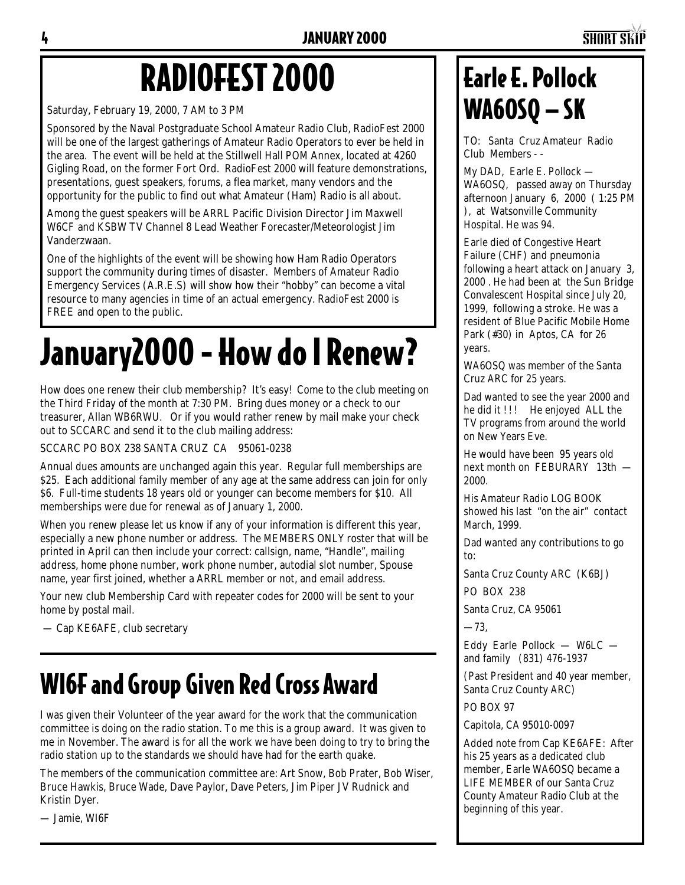# RADIOFEST 2000

Saturday, February 19, 2000, 7 AM to 3 PM

Sponsored by the Naval Postgraduate School Amateur Radio Club, RadioFest 2000 will be one of the largest gatherings of Amateur Radio Operators to ever be held in the area. The event will be held at the Stillwell Hall POM Annex, located at 4260 Gigling Road, on the former Fort Ord. RadioFest 2000 will feature demonstrations, presentations, guest speakers, forums, a flea market, many vendors and the opportunity for the public to find out what Amateur (Ham) Radio is all about.

Among the guest speakers will be ARRL Pacific Division Director Jim Maxwell W6CF and KSBW TV Channel 8 Lead Weather Forecaster/Meteorologist Jim Vanderzwaan.

One of the highlights of the event will be showing how Ham Radio Operators support the community during times of disaster. Members of Amateur Radio Emergency Services (A.R.E.S) will show how their "hobby" can become a vital resource to many agencies in time of an actual emergency. RadioFest 2000 is FREE and open to the public.

# January2000 - How do I Renew?

How does one renew their club membership? It's easy! Come to the club meeting on the Third Friday of the month at 7:30 PM. Bring dues money or a check to our treasurer, Allan WB6RWU. Or if you would rather renew by mail make your check out to SCCARC and send it to the club mailing address:

SCCARC PO BOX 238 SANTA CRUZ CA 95061-0238

Annual dues amounts are unchanged again this year. Regular full memberships are $25. Each additional family member of any age at the same address can join for only $6. Full-time students 18 years old or younger can become members for $10. All memberships were due for renewal as of January 1, 2000.

When you renew please let us know if any of your information is different this year, especially a new phone number or address. The MEMBERS ONLY roster that will be printed in April can then include your correct: callsign, name, "Handle", mailing address, home phone number, work phone number, autodial slot number, Spouse name, year first joined, whether a ARRL member or not, and email address.

Your new club Membership Card with repeater codes for 2000 will be sent to your home by postal mail.

— Cap KE6AFE, club secretary

# WI6F and Group Given Red Cross Award

I was given their Volunteer of the year award for the work that the communication committee is doing on the radio station. To me this is a group award. It was given to me in November. The award is for all the work we have been doing to try to bring the radio station up to the standards we should have had for the earth quake.

The members of the communication committee are: Art Snow, Bob Prater, Bob Wiser, Bruce Hawkis, Bruce Wade, Dave Paylor, Dave Peters, Jim Piper JV Rudnick and Kristin Dyer.

— Jamie, WI6F

# Earle E. Pollock WA6OSQ – SK

TO: Santa Cruz Amateur Radio Club Members - -

My DAD, Earle E. Pollock — WA6OSQ, passed away on Thursday afternoon January 6, 2000 ( 1:25 PM ), at Watsonville Community Hospital. He was 94.

Earle died of Congestive Heart Failure (CHF) and pneumonia following a heart attack on January 3, 2000 . He had been at the Sun Bridge Convalescent Hospital since July 20, 1999, following a stroke. He was a resident of Blue Pacific Mobile Home Park (#30) in Aptos, CA for 26 years.

WA6OSQ was member of the Santa Cruz ARC for 25 years.

Dad wanted to see the year 2000 and he did it ! ! ! He enjoyed ALL the TV programs from around the world on New Years Eve.

He would have been 95 years old next month on FEBURARY 13th — 2000.

His Amateur Radio LOG BOOK showed his last "on the air" contact March, 1999.

Dad wanted any contributions to go to:

Santa Cruz County ARC (K6BJ)

PO BOX 238

Santa Cruz, CA 95061

— 73,

Eddy Earle Pollock — W6LC — and family (831) 476-1937

(Past President and 40 year member, Santa Cruz County ARC)

PO BOX 97

Capitola, CA 95010-0097

Added note from Cap KE6AFE: After his 25 years as a dedicated club member, Earle WA6OSQ became a LIFE MEMBER of our Santa Cruz County Amateur Radio Club at the beginning of this year.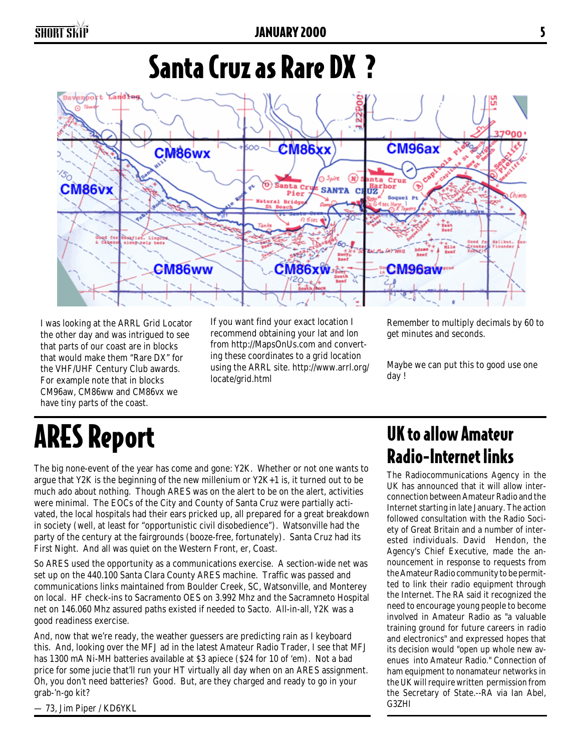# Santa Cruz as Rare DX ?

I was looking at the ARRL Grid Locator the other day and was intrigued to see that parts of our coast are in blocks that would make them "Rare DX" for the VHF/UHF Century Club awards. For example note that in blocks CM96aw, CM86ww and CM86vx we have tiny parts of the coast.

If you want find your exact location I recommend obtaining your lat and lon from http://MapsOnUs.com and converting these coordinates to a grid location using the ARRL site. http://www.arrl.org/locate/grid.html

Remember to multiply decimals by 60 to get minutes and seconds.

Maybe we can put this to good use one day !

# ARES Report

The big none-event of the year has come and gone: Y2K. Whether or not one wants to argue that Y2K is the beginning of the new millenium or Y2K+1 is, it turned out to be much ado about nothing. Though ARES was on the alert to be on the alert, activities were minimal. The EOCs of the City and County of Santa Cruz were partially activated, the local hospitals had their ears pricked up, all prepared for a great breakdown in society (well, at least for "opportunistic civil disobedience"). Watsonville had the party of the century at the fairgrounds (booze-free, fortunately). Santa Cruz had its First Night. And all was quiet on the Western Front, er, Coast.

So ARES used the opportunity as a communications exercise. A section-wide net was set up on the 440.100 Santa Clara County ARES machine. Traffic was passed and communications links maintained from Boulder Creek, SC, Watsonville, and Monterey on local. HF check-ins to Sacramento OES on 3.992 Mhz and the Sacramneto Hospital net on 146.060 Mhz assured paths existed if needed to Sacto. All-in-all, Y2K was a good readiness exercise.

And, now that we're ready, the weather guessers are predicting rain as I keyboard this. And, looking over the MFJ ad in the latest Amateur Radio Trader, I see that MFJ has 1300 mA Ni-MH batteries available at $3 apiece ($24 for 10 of 'em). Not a bad price for some jucie that'll run your HT virtually all day when on an ARES assignment. Oh, you don't need batteries? Good. But, are they charged and ready to go in your grab-'n-go kit?

— 73, Jim Piper / KD6YKL

## UK to allow Amateur Radio-Internet links

The Radiocommunications Agency in the UK has announced that it will allow interconnection between Amateur Radio and the Internet starting in late January. The action followed consultation with the Radio Society of Great Britain and a number of interested individuals. David Hendon, the Agency's Chief Executive, made the announcement in response to requests from the Amateur Radio community to be permitted to link their radio equipment through the Internet. The RA said it recognized the need to encourage young people to become involved in Amateur Radio as "a valuable training ground for future careers in radio and electronics" and expressed hopes that its decision would "open up whole new avenues into Amateur Radio." Connection of ham equipment to nonamateur networks in the UK will require written permission from the Secretary of State.--RA via Ian Abel, G3ZHI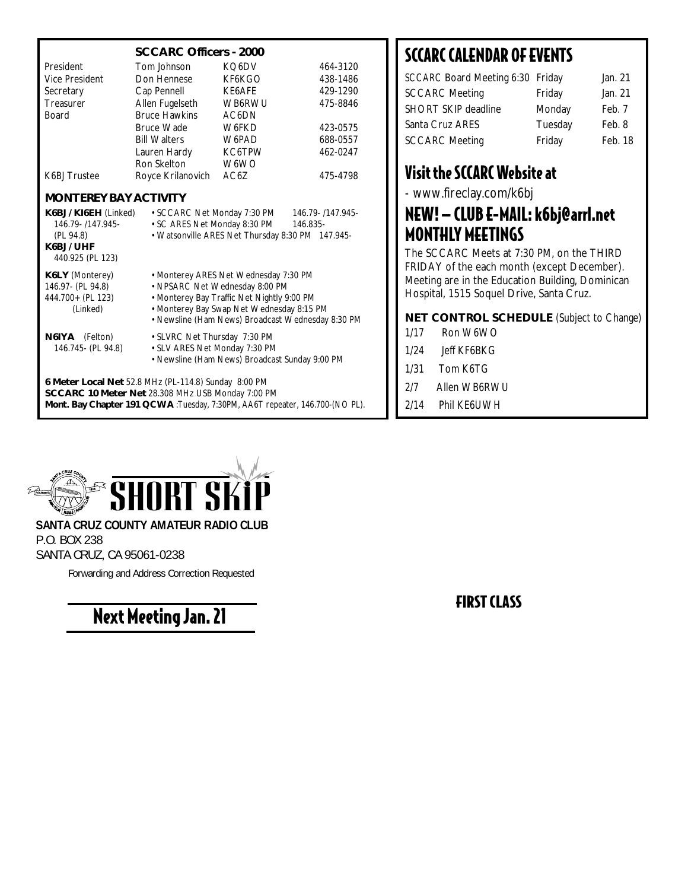## SCCARC Officers - 2000

| | | | |
|---|---|---|---|
| President | Tom Johnson | KQ6DV | 464-3120 |
| Vice President | Don Hennese | KF6KGO | 438-1486 |
| Secretary | Cap Pennell | KE6AFE | 429-1290 |
| Treasurer | Allen Fugelseth | WB6RWU | 475-8846 |
| Board | Bruce Hawkins | AC6DN | |
| | Bruce Wade | W6FKD | 423-0575 |
| | Bill Walters | W6PAD | 688-0557 |
| | Lauren Hardy | KC6TPW | 462-0247 |
| | Ron Skelton | W6WO | |
| K6BJ Trustee | Royce Krilanovich | AC6Z | 475-4798 |

## MONTEREY BAY ACTIVITY

**K6BJ/KI6EH** (Linked) 146.79- /147.945- (PL 94.8)
**K6BJ/UHF** 440.925 (PL 123)

- SCCARC Net Monday 7:30 PM 146.79- /147.945-
- SC ARES Net Monday 8:30 PM 146.835-
- Watsonville ARES Net Thursday 8:30 PM 147.945-

**K6LY** (Monterey) 146.97- (PL 94.8) 444.700+ (PL 123) (Linked)

- Monterey ARES Net Wednesday 7:30 PM
- NPSARC Net Wednesday 8:00 PM
- Monterey Bay Traffic Net Nightly 9:00 PM
- Monterey Bay Swap Net Wednesday 8:15 PM
- Newsline (Ham News) Broadcast Wednesday 8:30 PM

**N6IYA** (Felton) 146.745- (PL 94.8)

- SLVRC Net Thursday 7:30 PM
- SLV ARES Net Monday 7:30 PM
- Newsline (Ham News) Broadcast Sunday 9:00 PM

**6 Meter Local Net** 52.8 MHz (PL-114.8) Sunday 8:00 PM
**SCCARC 10 Meter Net** 28.308 MHz USB Monday 7:00 PM
**Mont. Bay Chapter 191 QCWA** :Tuesday, 7:30PM, AA6T repeater, 146.700-(NO PL).

## SCCARC CALENDAR OF EVENTS

| | | |
|---|---|---|
| SCCARC Board Meeting 6:30 | Friday | Jan. 21 |
| SCCARC Meeting | Friday | Jan. 21 |
| SHORT SKIP deadline | Monday | Feb. 7 |
| Santa Cruz ARES | Tuesday | Feb. 8 |
| SCCARC Meeting | Friday | Feb. 18 |

## Visit the SCCARC Website at

- www.fireclay.com/k6bj

## NEW! — CLUB E-MAIL: k6bj@arrl.net

## MONTHLY MEETINGS

The SCCARC Meets at 7:30 PM, on the THIRD FRIDAY of the each month (except December). Meeting are in the Education Building, Dominican Hospital, 1515 Soquel Drive, Santa Cruz.

**NET CONTROL SCHEDULE** (Subject to Change)

- 1/17 Ron W6WO
- 1/24 Jeff KF6BKG
- 1/31 Tom K6TG
- 2/7 Allen WB6RWU
- 2/14 Phil KE6UWH

# SHORT SKIP

**SANTA CRUZ COUNTY AMATEUR RADIO CLUB**
P.O. BOX 238
SANTA CRUZ, CA 95061-0238

Forwarding and Address Correction Requested

## Next Meeting Jan. 21

**FIRST CLASS**